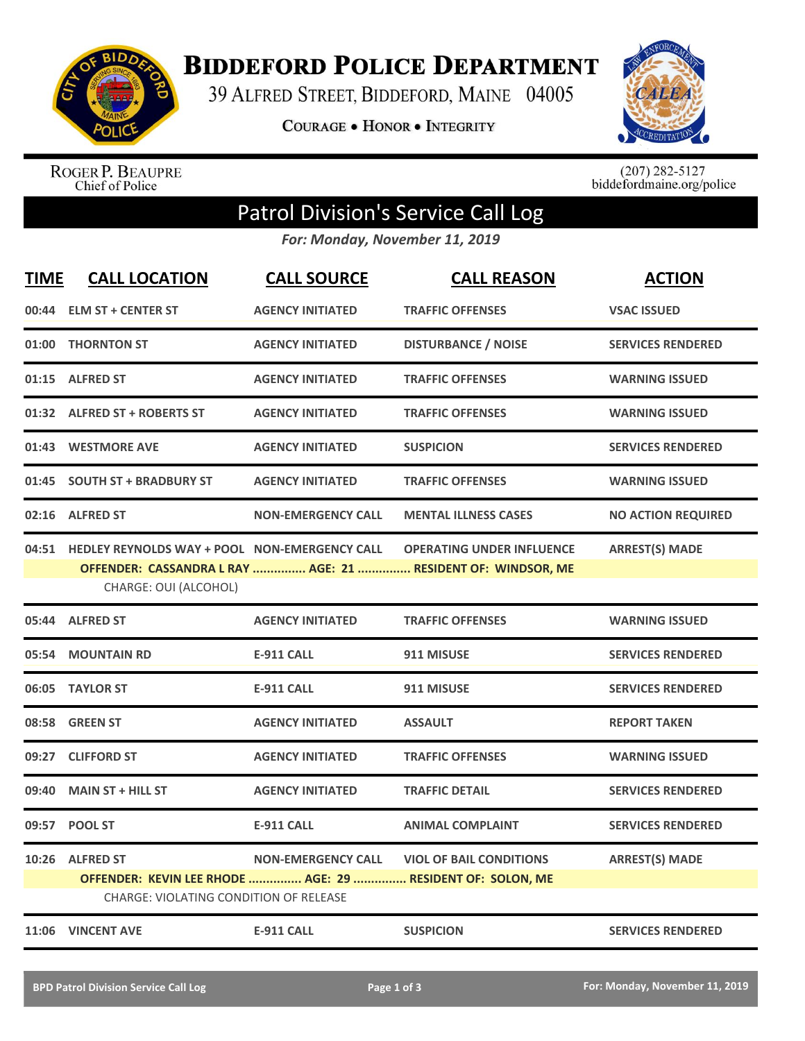# Biddeford Police Department

39 Alfred Street, Biddeford, Maine 04005

Courage • Honor • Integrity

Roger P. Beaupre
Chief of Police

(207) 282-5127
biddefordmaine.org/police

## Patrol Division's Service Call Log

*For: Monday, November 11, 2019*

| TIME | CALL LOCATION | CALL SOURCE | CALL REASON | ACTION |
|---|---|---|---|---|
| 00:44 | ELM ST + CENTER ST | AGENCY INITIATED | TRAFFIC OFFENSES | VSAC ISSUED |
| 01:00 | THORNTON ST | AGENCY INITIATED | DISTURBANCE / NOISE | SERVICES RENDERED |
| 01:15 | ALFRED ST | AGENCY INITIATED | TRAFFIC OFFENSES | WARNING ISSUED |
| 01:32 | ALFRED ST + ROBERTS ST | AGENCY INITIATED | TRAFFIC OFFENSES | WARNING ISSUED |
| 01:43 | WESTMORE AVE | AGENCY INITIATED | SUSPICION | SERVICES RENDERED |
| 01:45 | SOUTH ST + BRADBURY ST | AGENCY INITIATED | TRAFFIC OFFENSES | WARNING ISSUED |
| 02:16 | ALFRED ST | NON-EMERGENCY CALL | MENTAL ILLNESS CASES | NO ACTION REQUIRED |
| 04:51 | HEDLEY REYNOLDS WAY + POOL | NON-EMERGENCY CALL | OPERATING UNDER INFLUENCE | ARREST(S) MADE |
| | OFFENDER: CASSANDRA L RAY ............... AGE: 21 ............... RESIDENT OF: WINDSOR, ME | | | |
| | CHARGE: OUI (ALCOHOL) | | | |
| 05:44 | ALFRED ST | AGENCY INITIATED | TRAFFIC OFFENSES | WARNING ISSUED |
| 05:54 | MOUNTAIN RD | E-911 CALL | 911 MISUSE | SERVICES RENDERED |
| 06:05 | TAYLOR ST | E-911 CALL | 911 MISUSE | SERVICES RENDERED |
| 08:58 | GREEN ST | AGENCY INITIATED | ASSAULT | REPORT TAKEN |
| 09:27 | CLIFFORD ST | AGENCY INITIATED | TRAFFIC OFFENSES | WARNING ISSUED |
| 09:40 | MAIN ST + HILL ST | AGENCY INITIATED | TRAFFIC DETAIL | SERVICES RENDERED |
| 09:57 | POOL ST | E-911 CALL | ANIMAL COMPLAINT | SERVICES RENDERED |
| 10:26 | ALFRED ST | NON-EMERGENCY CALL | VIOL OF BAIL CONDITIONS | ARREST(S) MADE |
| | OFFENDER: KEVIN LEE RHODE ............... AGE: 29 ............... RESIDENT OF: SOLON, ME | | | |
| | CHARGE: VIOLATING CONDITION OF RELEASE | | | |
| 11:06 | VINCENT AVE | E-911 CALL | SUSPICION | SERVICES RENDERED |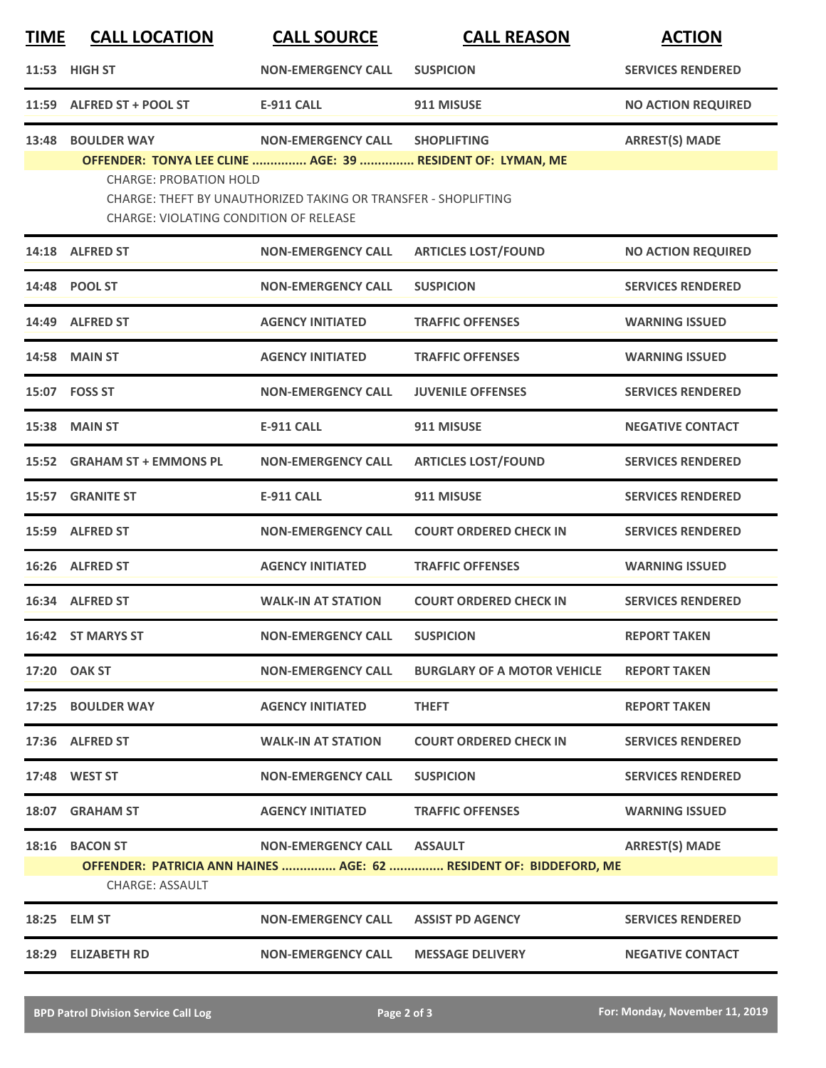| TIME | CALL LOCATION | CALL SOURCE | CALL REASON | ACTION |
|---|---|---|---|---|
| 11:53 | HIGH ST | NON-EMERGENCY CALL | SUSPICION | SERVICES RENDERED |
| 11:59 | ALFRED ST + POOL ST | E-911 CALL | 911 MISUSE | NO ACTION REQUIRED |
| 13:48 | BOULDER WAY | NON-EMERGENCY CALL | SHOPLIFTING | ARREST(S) MADE |
| | **OFFENDER: TONYA LEE CLINE ............... AGE: 39 ............... RESIDENT OF: LYMAN, ME** | | | |
| | CHARGE: PROBATION HOLD<br>CHARGE: THEFT BY UNAUTHORIZED TAKING OR TRANSFER - SHOPLIFTING<br>CHARGE: VIOLATING CONDITION OF RELEASE | | | |
| 14:18 | ALFRED ST | NON-EMERGENCY CALL | ARTICLES LOST/FOUND | NO ACTION REQUIRED |
| 14:48 | POOL ST | NON-EMERGENCY CALL | SUSPICION | SERVICES RENDERED |
| 14:49 | ALFRED ST | AGENCY INITIATED | TRAFFIC OFFENSES | WARNING ISSUED |
| 14:58 | MAIN ST | AGENCY INITIATED | TRAFFIC OFFENSES | WARNING ISSUED |
| 15:07 | FOSS ST | NON-EMERGENCY CALL | JUVENILE OFFENSES | SERVICES RENDERED |
| 15:38 | MAIN ST | E-911 CALL | 911 MISUSE | NEGATIVE CONTACT |
| 15:52 | GRAHAM ST + EMMONS PL | NON-EMERGENCY CALL | ARTICLES LOST/FOUND | SERVICES RENDERED |
| 15:57 | GRANITE ST | E-911 CALL | 911 MISUSE | SERVICES RENDERED |
| 15:59 | ALFRED ST | NON-EMERGENCY CALL | COURT ORDERED CHECK IN | SERVICES RENDERED |
| 16:26 | ALFRED ST | AGENCY INITIATED | TRAFFIC OFFENSES | WARNING ISSUED |
| 16:34 | ALFRED ST | WALK-IN AT STATION | COURT ORDERED CHECK IN | SERVICES RENDERED |
| 16:42 | ST MARYS ST | NON-EMERGENCY CALL | SUSPICION | REPORT TAKEN |
| 17:20 | OAK ST | NON-EMERGENCY CALL | BURGLARY OF A MOTOR VEHICLE | REPORT TAKEN |
| 17:25 | BOULDER WAY | AGENCY INITIATED | THEFT | REPORT TAKEN |
| 17:36 | ALFRED ST | WALK-IN AT STATION | COURT ORDERED CHECK IN | SERVICES RENDERED |
| 17:48 | WEST ST | NON-EMERGENCY CALL | SUSPICION | SERVICES RENDERED |
| 18:07 | GRAHAM ST | AGENCY INITIATED | TRAFFIC OFFENSES | WARNING ISSUED |
| 18:16 | BACON ST | NON-EMERGENCY CALL | ASSAULT | ARREST(S) MADE |
| | **OFFENDER: PATRICIA ANN HAINES ............... AGE: 62 ............... RESIDENT OF: BIDDEFORD, ME** | | | |
| | CHARGE: ASSAULT | | | |
| 18:25 | ELM ST | NON-EMERGENCY CALL | ASSIST PD AGENCY | SERVICES RENDERED |
| 18:29 | ELIZABETH RD | NON-EMERGENCY CALL | MESSAGE DELIVERY | NEGATIVE CONTACT |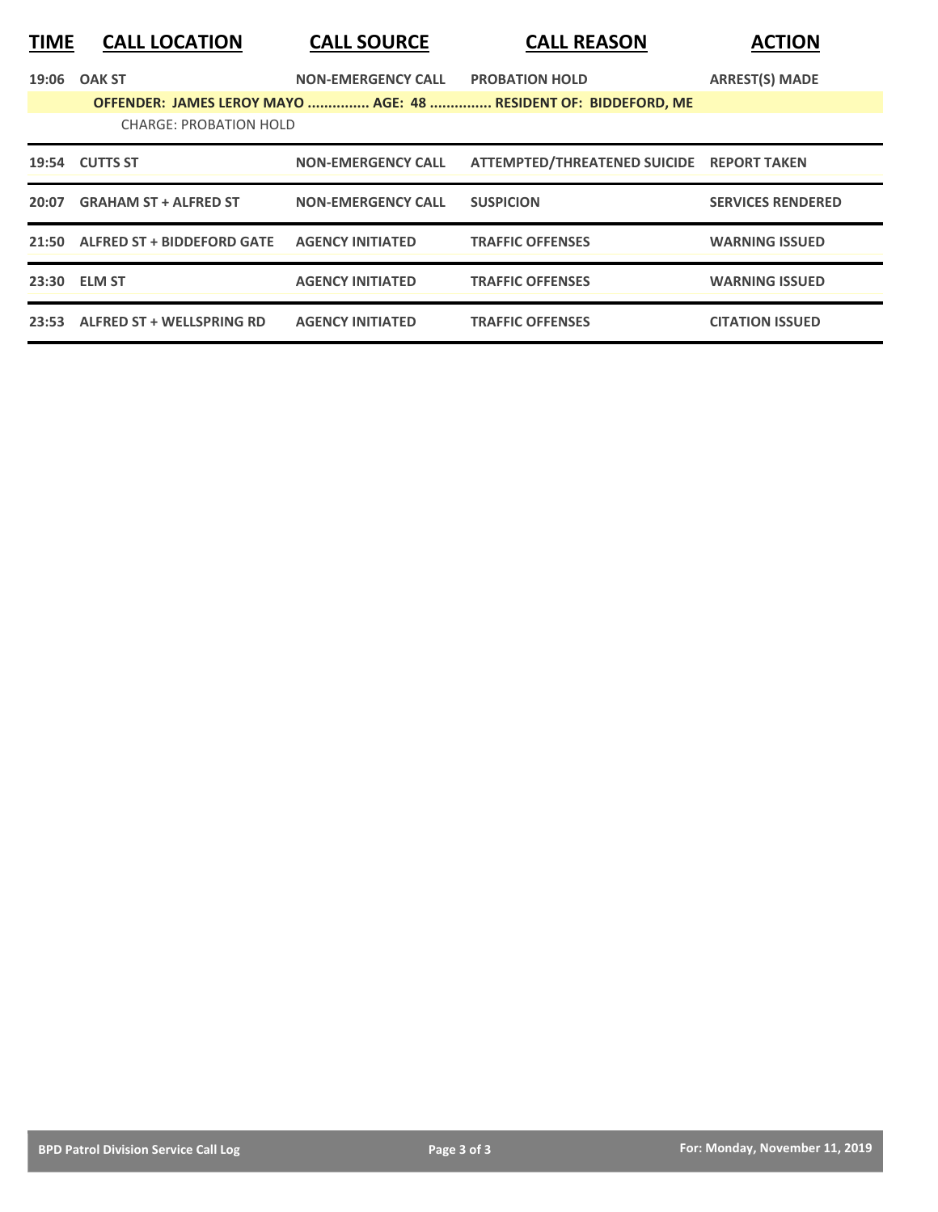| TIME | CALL LOCATION | CALL SOURCE | CALL REASON | ACTION |
|---|---|---|---|---|
| 19:06 | OAK ST | NON-EMERGENCY CALL | PROBATION HOLD | ARREST(S) MADE |
| | **OFFENDER: JAMES LEROY MAYO ............... AGE: 48 ............... RESIDENT OF: BIDDEFORD, ME** | | | |
| | CHARGE: PROBATION HOLD | | | |
| 19:54 | CUTTS ST | NON-EMERGENCY CALL | ATTEMPTED/THREATENED SUICIDE | REPORT TAKEN |
| 20:07 | GRAHAM ST + ALFRED ST | NON-EMERGENCY CALL | SUSPICION | SERVICES RENDERED |
| 21:50 | ALFRED ST + BIDDEFORD GATE | AGENCY INITIATED | TRAFFIC OFFENSES | WARNING ISSUED |
| 23:30 | ELM ST | AGENCY INITIATED | TRAFFIC OFFENSES | WARNING ISSUED |
| 23:53 | ALFRED ST + WELLSPRING RD | AGENCY INITIATED | TRAFFIC OFFENSES | CITATION ISSUED |